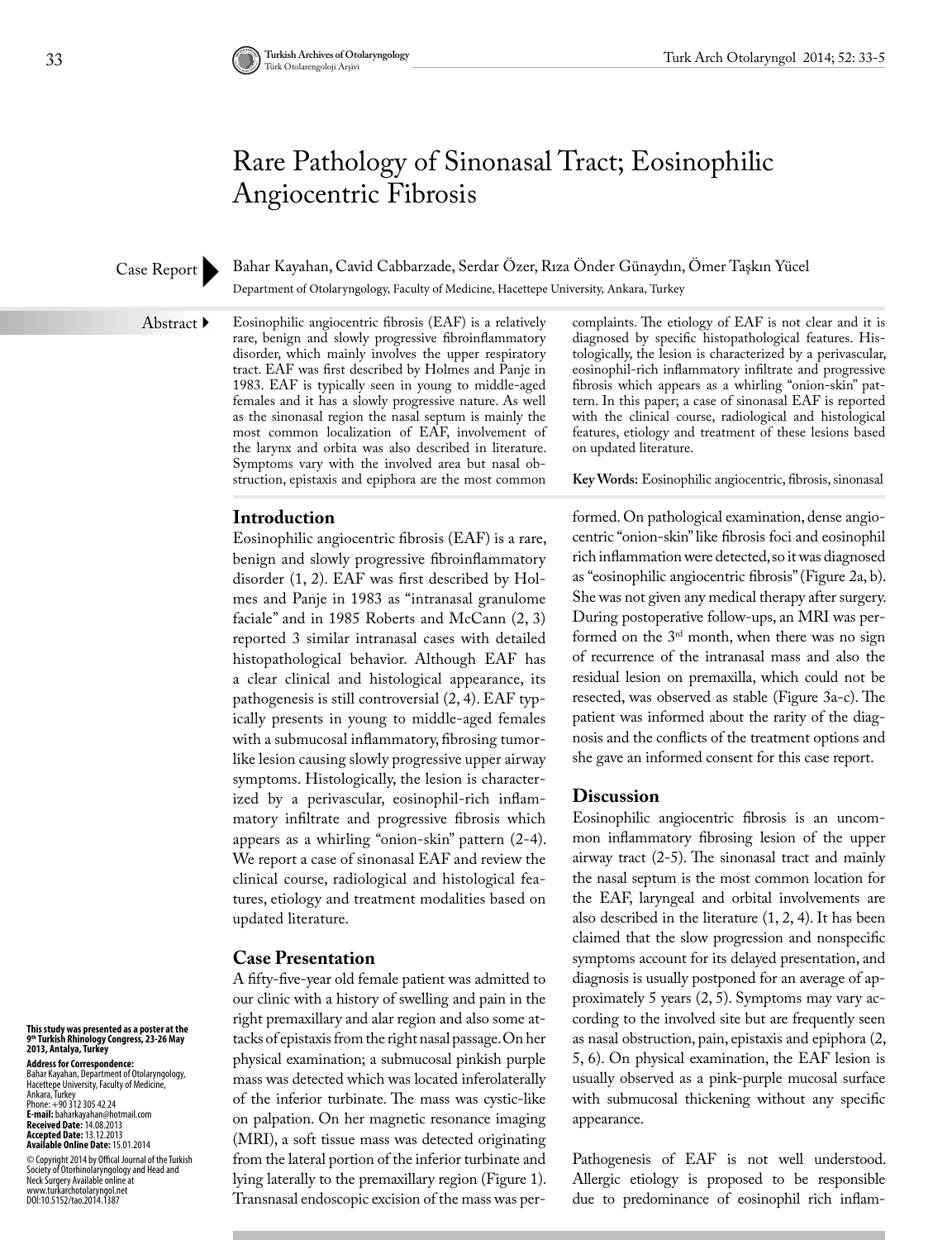# Rare Pathology of Sinonasal Tract; Eosinophilic Angiocentric Fibrosis

Case Report

Bahar Kayahan, Cavid Cabbarzade, Serdar Özer, Rıza Önder Günaydın, Ömer Taşkın Yücel

Department of Otolaryngology, Faculty of Medicine, Hacettepe University, Ankara, Turkey

**Abstract**

Eosinophilic angiocentric fibrosis (EAF) is a relatively rare, benign and slowly progressive fibroinflammatory disorder, which mainly involves the upper respiratory tract. EAF was first described by Holmes and Panje in 1983. EAF is typically seen in young to middle-aged females and it has a slowly progressive nature. As well as the sinonasal region the nasal septum is mainly the most common localization of EAF, involvement of the larynx and orbita was also described in literature. Symptoms vary with the involved area but nasal obstruction, epistaxis and epiphora are the most common complaints. The etiology of EAF is not clear and it is diagnosed by specific histopathological features. Histologically, the lesion is characterized by a perivascular, eosinophil-rich inflammatory infiltrate and progressive fibrosis which appears as a whirling "onion-skin" pattern. In this paper; a case of sinonasal EAF is reported with the clinical course, radiological and histological features, etiology and treatment of these lesions based on updated literature.

**Key Words:** Eosinophilic angiocentric, fibrosis, sinonasal

## Introduction

Eosinophilic angiocentric fibrosis (EAF) is a rare, benign and slowly progressive fibroinflammatory disorder (1, 2). EAF was first described by Holmes and Panje in 1983 as "intranasal granulome faciale" and in 1985 Roberts and McCann (2, 3) reported 3 similar intranasal cases with detailed histopathological behavior. Although EAF has a clear clinical and histological appearance, its pathogenesis is still controversial (2, 4). EAF typically presents in young to middle-aged females with a submucosal inflammatory, fibrosing tumor-like lesion causing slowly progressive upper airway symptoms. Histologically, the lesion is characterized by a perivascular, eosinophil-rich inflammatory infiltrate and progressive fibrosis which appears as a whirling "onion-skin" pattern (2-4). We report a case of sinonasal EAF and review the clinical course, radiological and histological features, etiology and treatment modalities based on updated literature.

## Case Presentation

A fifty-five-year old female patient was admitted to our clinic with a history of swelling and pain in the right premaxillary and alar region and also some attacks of epistaxis from the right nasal passage. On her physical examination; a submucosal pinkish purple mass was detected which was located inferolaterally of the inferior turbinate. The mass was cystic-like on palpation. On her magnetic resonance imaging (MRI), a soft tissue mass was detected originating from the lateral portion of the inferior turbinate and lying laterally to the premaxillary region (Figure 1). Transnasal endoscopic excision of the mass was performed. On pathological examination, dense angiocentric "onion-skin" like fibrosis foci and eosinophil rich inflammation were detected, so it was diagnosed as "eosinophilic angiocentric fibrosis" (Figure 2a, b). She was not given any medical therapy after surgery. During postoperative follow-ups, an MRI was performed on the 3rd month, when there was no sign of recurrence of the intranasal mass and also the residual lesion on premaxilla, which could not be resected, was observed as stable (Figure 3a-c). The patient was informed about the rarity of the diagnosis and the conflicts of the treatment options and she gave an informed consent for this case report.

## Discussion

Eosinophilic angiocentric fibrosis is an uncommon inflammatory fibrosing lesion of the upper airway tract (2-5). The sinonasal tract and mainly the nasal septum is the most common location for the EAF, laryngeal and orbital involvements are also described in the literature (1, 2, 4). It has been claimed that the slow progression and nonspecific symptoms account for its delayed presentation, and diagnosis is usually postponed for an average of approximately 5 years (2, 5). Symptoms may vary according to the involved site but are frequently seen as nasal obstruction, pain, epistaxis and epiphora (2, 5, 6). On physical examination, the EAF lesion is usually observed as a pink-purple mucosal surface with submucosal thickening without any specific appearance.

Pathogenesis of EAF is not well understood. Allergic etiology is proposed to be responsible due to predominance of eosinophil rich inflam-

**This study was presented as a poster at the 9th Turkish Rhinology Congress, 23-26 May 2013, Antalya, Turkey**

**Address for Correspondence:**
Bahar Kayahan, Department of Otolaryngology, Hacettepe University, Faculty of Medicine, Ankara, Turkey
Phone: +90 312 305 42 24
**E-mail:** baharkayahan@hotmail.com
**Received Date:** 14.08.2013
**Accepted Date:** 13.12.2013
**Available Online Date:** 15.01.2014

© Copyright 2014 by Offical Journal of the Turkish Society of Otorhinolaryngology and Head and Neck Surgery Available online at www.turkarchotolaryngol.net
DOI:10.5152/tao.2014.1387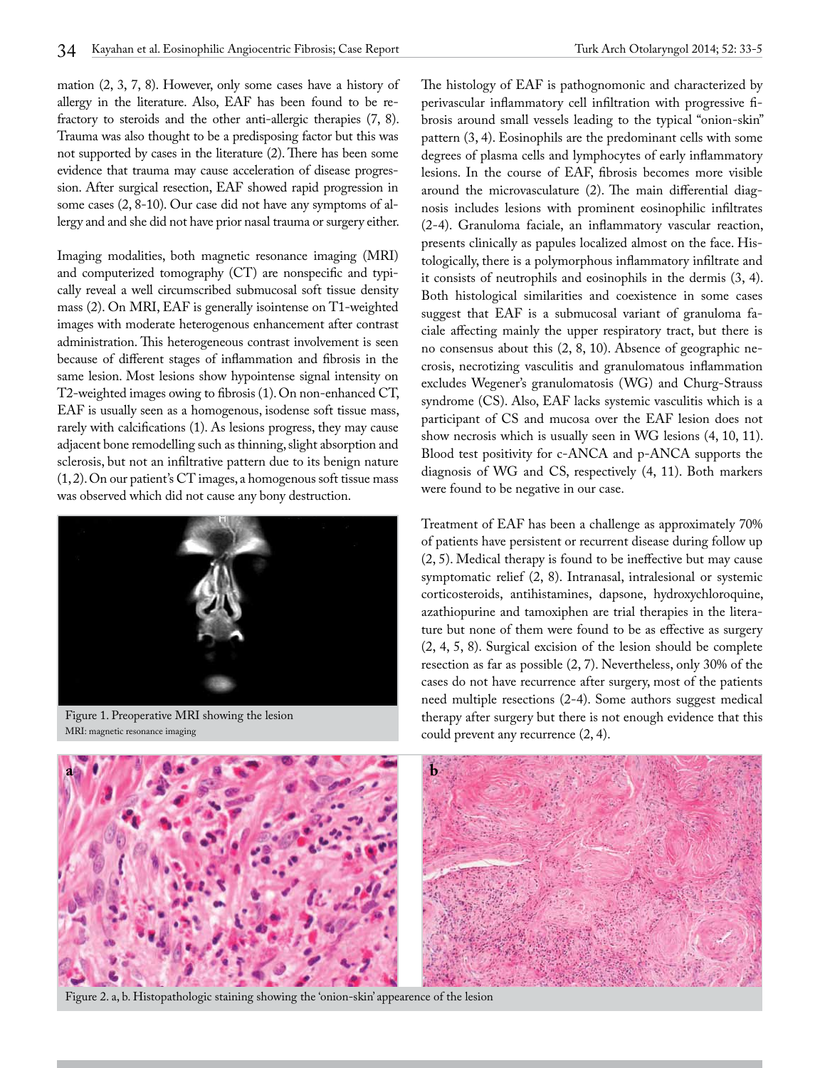mation (2, 3, 7, 8). However, only some cases have a history of allergy in the literature. Also, EAF has been found to be refractory to steroids and the other anti-allergic therapies (7, 8). Trauma was also thought to be a predisposing factor but this was not supported by cases in the literature (2). There has been some evidence that trauma may cause acceleration of disease progression. After surgical resection, EAF showed rapid progression in some cases (2, 8-10). Our case did not have any symptoms of allergy and and she did not have prior nasal trauma or surgery either.

Imaging modalities, both magnetic resonance imaging (MRI) and computerized tomography (CT) are nonspecific and typically reveal a well circumscribed submucosal soft tissue density mass (2). On MRI, EAF is generally isointense on T1-weighted images with moderate heterogenous enhancement after contrast administration. This heterogeneous contrast involvement is seen because of different stages of inflammation and fibrosis in the same lesion. Most lesions show hypointense signal intensity on T2-weighted images owing to fibrosis (1). On non-enhanced CT, EAF is usually seen as a homogenous, isodense soft tissue mass, rarely with calcifications (1). As lesions progress, they may cause adjacent bone remodelling such as thinning, slight absorption and sclerosis, but not an infiltrative pattern due to its benign nature (1, 2). On our patient's CT images, a homogenous soft tissue mass was observed which did not cause any bony destruction.

Figure 1. Preoperative MRI showing the lesion
MRI: magnetic resonance imaging

The histology of EAF is pathognomonic and characterized by perivascular inflammatory cell infiltration with progressive fibrosis around small vessels leading to the typical "onion-skin" pattern (3, 4). Eosinophils are the predominant cells with some degrees of plasma cells and lymphocytes of early inflammatory lesions. In the course of EAF, fibrosis becomes more visible around the microvasculature (2). The main differential diagnosis includes lesions with prominent eosinophilic infiltrates (2-4). Granuloma faciale, an inflammatory vascular reaction, presents clinically as papules localized almost on the face. Histologically, there is a polymorphous inflammatory infiltrate and it consists of neutrophils and eosinophils in the dermis (3, 4). Both histological similarities and coexistence in some cases suggest that EAF is a submucosal variant of granuloma faciale affecting mainly the upper respiratory tract, but there is no consensus about this (2, 8, 10). Absence of geographic necrosis, necrotizing vasculitis and granulomatous inflammation excludes Wegener's granulomatosis (WG) and Churg-Strauss syndrome (CS). Also, EAF lacks systemic vasculitis which is a participant of CS and mucosa over the EAF lesion does not show necrosis which is usually seen in WG lesions (4, 10, 11). Blood test positivity for c-ANCA and p-ANCA supports the diagnosis of WG and CS, respectively (4, 11). Both markers were found to be negative in our case.

Treatment of EAF has been a challenge as approximately 70% of patients have persistent or recurrent disease during follow up (2, 5). Medical therapy is found to be ineffective but may cause symptomatic relief (2, 8). Intranasal, intralesional or systemic corticosteroids, antihistamines, dapsone, hydroxychloroquine, azathiopurine and tamoxiphen are trial therapies in the literature but none of them were found to be as effective as surgery (2, 4, 5, 8). Surgical excision of the lesion should be complete resection as far as possible (2, 7). Nevertheless, only 30% of the cases do not have recurrence after surgery, most of the patients need multiple resections (2-4). Some authors suggest medical therapy after surgery but there is not enough evidence that this could prevent any recurrence (2, 4).

Figure 2. a, b. Histopathologic staining showing the 'onion-skin' appearence of the lesion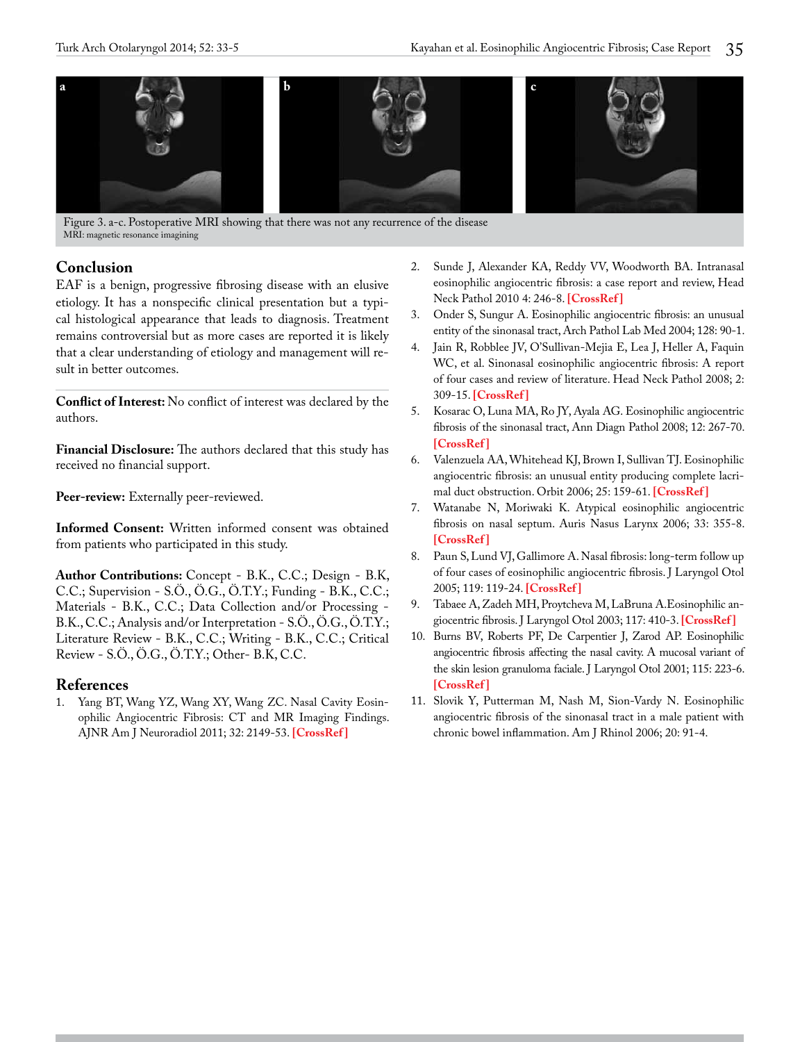Figure 3. a-c. Postoperative MRI showing that there was not any recurrence of the disease
MRI: magnetic resonance imaging

## Conclusion

EAF is a benign, progressive fibrosing disease with an elusive etiology. It has a nonspecific clinical presentation but a typical histological appearance that leads to diagnosis. Treatment remains controversial but as more cases are reported it is likely that a clear understanding of etiology and management will result in better outcomes.

**Conflict of Interest:** No conflict of interest was declared by the authors.

**Financial Disclosure:** The authors declared that this study has received no financial support.

**Peer-review:** Externally peer-reviewed.

**Informed Consent:** Written informed consent was obtained from patients who participated in this study.

**Author Contributions:** Concept - B.K., C.C.; Design - B.K, C.C.; Supervision - S.Ö., Ö.G., Ö.T.Y.; Funding - B.K., C.C.; Materials - B.K., C.C.; Data Collection and/or Processing - B.K., C.C.; Analysis and/or Interpretation - S.Ö., Ö.G., Ö.T.Y.; Literature Review - B.K., C.C.; Writing - B.K., C.C.; Critical Review - S.Ö., Ö.G., Ö.T.Y.; Other- B.K, C.C.

## References

1. Yang BT, Wang YZ, Wang XY, Wang ZC. Nasal Cavity Eosinophilic Angiocentric Fibrosis: CT and MR Imaging Findings. AJNR Am J Neuroradiol 2011; 32: 2149-53. [CrossRef]
2. Sunde J, Alexander KA, Reddy VV, Woodworth BA. Intranasal eosinophilic angiocentric fibrosis: a case report and review, Head Neck Pathol 2010 4: 246-8. [CrossRef]
3. Onder S, Sungur A. Eosinophilic angiocentric fibrosis: an unusual entity of the sinonasal tract, Arch Pathol Lab Med 2004; 128: 90-1.
4. Jain R, Robblee JV, O'Sullivan-Mejia E, Lea J, Heller A, Faquin WC, et al. Sinonasal eosinophilic angiocentric fibrosis: A report of four cases and review of literature. Head Neck Pathol 2008; 2: 309-15. [CrossRef]
5. Kosarac O, Luna MA, Ro JY, Ayala AG. Eosinophilic angiocentric fibrosis of the sinonasal tract, Ann Diagn Pathol 2008; 12: 267-70. [CrossRef]
6. Valenzuela AA, Whitehead KJ, Brown I, Sullivan TJ. Eosinophilic angiocentric fibrosis: an unusual entity producing complete lacrimal duct obstruction. Orbit 2006; 25: 159-61. [CrossRef]
7. Watanabe N, Moriwaki K. Atypical eosinophilic angiocentric fibrosis on nasal septum. Auris Nasus Larynx 2006; 33: 355-8. [CrossRef]
8. Paun S, Lund VJ, Gallimore A. Nasal fibrosis: long-term follow up of four cases of eosinophilic angiocentric fibrosis. J Laryngol Otol 2005; 119: 119-24. [CrossRef]
9. Tabaee A, Zadeh MH, Proytcheva M, LaBruna A.Eosinophilic angiocentric fibrosis. J Laryngol Otol 2003; 117: 410-3. [CrossRef]
10. Burns BV, Roberts PF, De Carpentier J, Zarod AP. Eosinophilic angiocentric fibrosis affecting the nasal cavity. A mucosal variant of the skin lesion granuloma faciale. J Laryngol Otol 2001; 115: 223-6. [CrossRef]
11. Slovik Y, Putterman M, Nash M, Sion-Vardy N. Eosinophilic angiocentric fibrosis of the sinonasal tract in a male patient with chronic bowel inflammation. Am J Rhinol 2006; 20: 91-4.